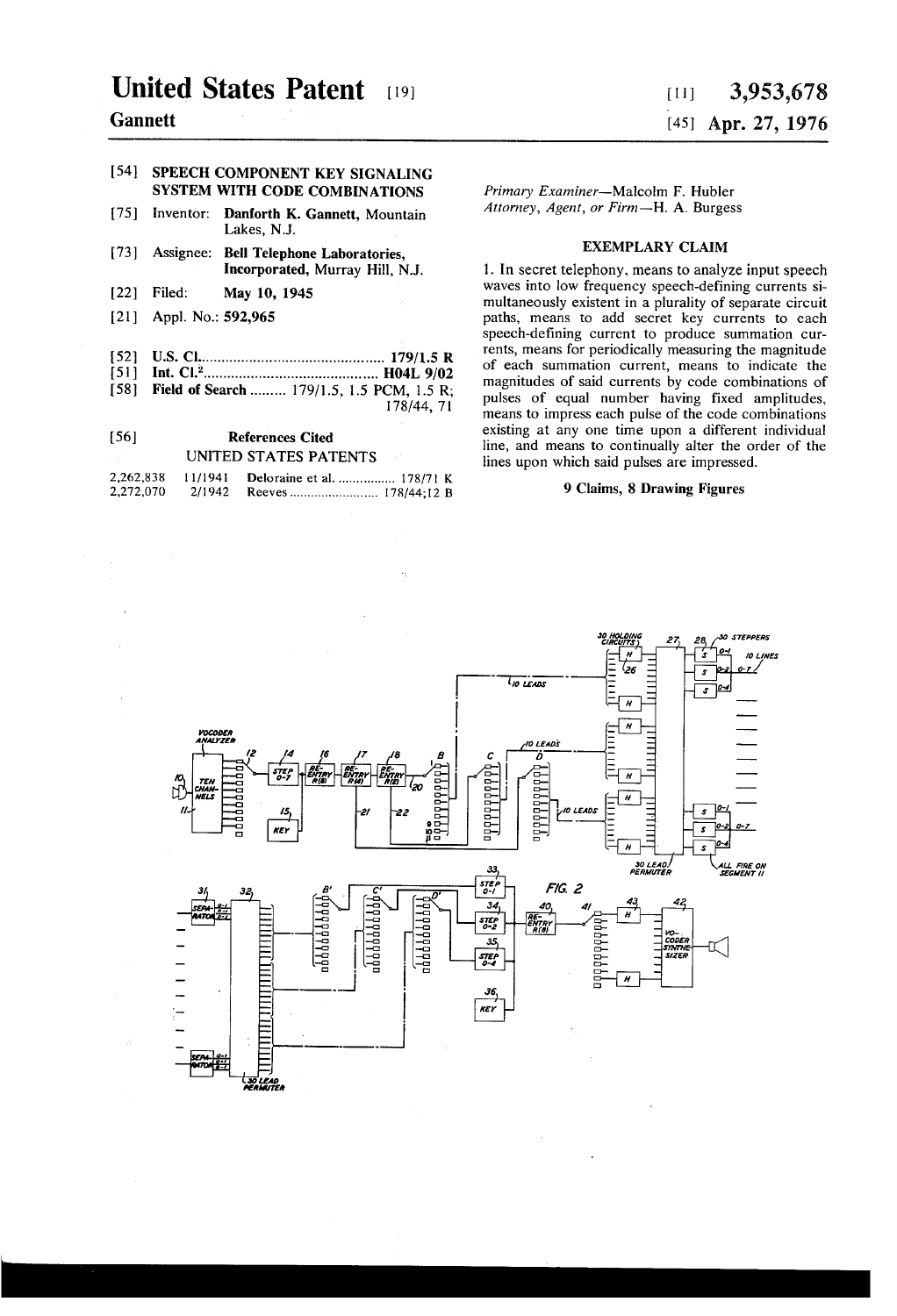# United States Patent [19]

**Gannett**

[11] **3,953,678**

[45] **Apr. 27, 1976**

[54] **SPEECH COMPONENT KEY SIGNALING SYSTEM WITH CODE COMBINATIONS**

[75] Inventor: **Danforth K. Gannett,** Mountain Lakes, N.J.

[73] Assignee: **Bell Telephone Laboratories, Incorporated,** Murray Hill, N.J.

[22] Filed: **May 10, 1945**

[21] Appl. No.: **592,965**

[52] **U.S. Cl.** .............................................. **179/1.5 R**

[51] **Int. Cl.$^2$** ............................................ **H04L 9/02**

[58] **Field of Search** ......... 179/1.5, 1.5 PCM, 1.5 R; 178/44, 71

[56] **References Cited**

UNITED STATES PATENTS

| | | | |
|---|---|---|---|
| 2,262,838 | 11/1941 | Deloraine et al. ................ | 178/71 K |
| 2,272,070 | 2/1942 | Reeves ......................... | 178/44;12 B |

*Primary Examiner*—Malcolm F. Hubler
*Attorney, Agent, or Firm*—H. A. Burgess

## EXEMPLARY CLAIM

1. In secret telephony, means to analyze input speech waves into low frequency speech-defining currents simultaneously existent in a plurality of separate circuit paths, means to add secret key currents to each speech-defining current to produce summation currents, means for periodically measuring the magnitude of each summation current, means to indicate the magnitudes of said currents by code combinations of pulses of equal number having fixed amplitudes, means to impress each pulse of the code combinations existing at any one time upon a different individual line, and means to continually alter the order of the lines upon which said pulses are impressed.

**9 Claims, 8 Drawing Figures**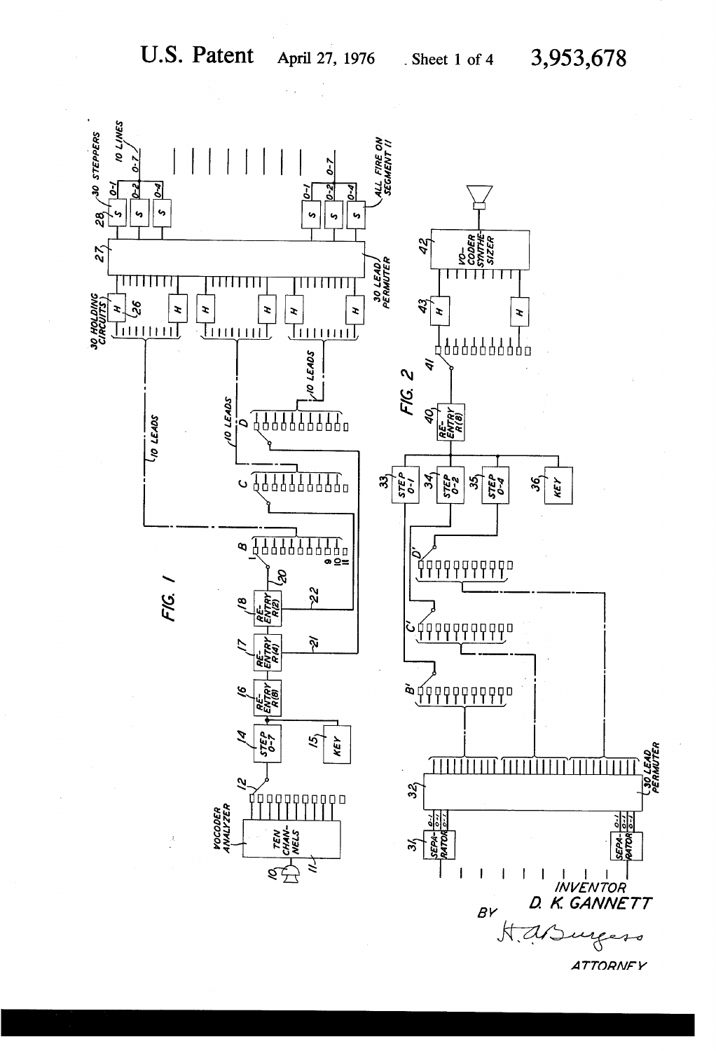U.S. Patent April 27, 1976 Sheet 1 of 4 3,953,678

FIG. 1

VOCODER ANALYZER

TEN CHANNELS

10 11 12

STEP 0-7 14

KEY 15

RE-ENTRY R(8) 16

RE-ENTRY R(4) 17

RE-ENTRY R(2) 18

20 21 22

B C D

9 10 11

10 LEADS

30 HOLDING CIRCUITS 26

H

27

30 LEAD PERMUTER

28 30 STEPPERS

S

0-1 0-2 0-4

10 LINES 0-7

ALL FIRE ON SEGMENT 11

FIG. 2

SEPARATOR 31

0-1 0-1 0-1

32

30 LEAD PERMUTER

B' C' D'

STEP 0-1 33

STEP 0-2 34

STEP 0-4 35

KEY 36

RE-ENTRY R(8) 40

41

43 H

VO-CODER SYNTHESIZER 42

INVENTOR
D. K. GANNETT

BY H. A. Burgess

ATTORNEY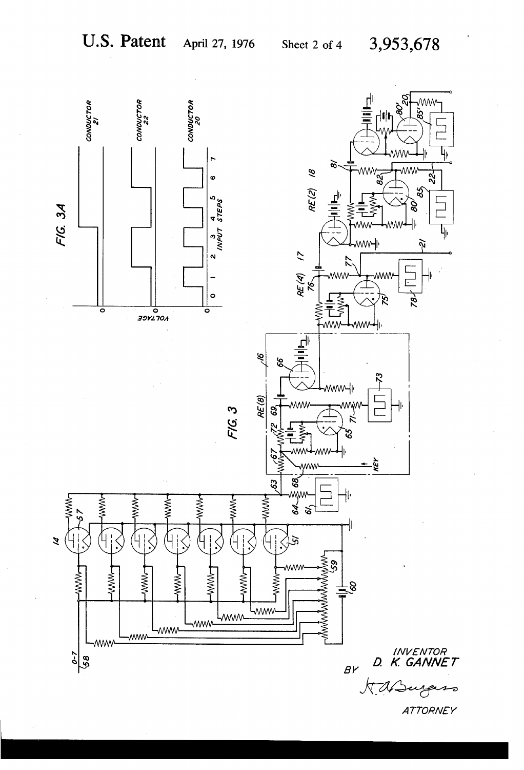FIG. 3A

FIG. 3

INVENTOR
D. K. GANNET

BY

ATTORNEY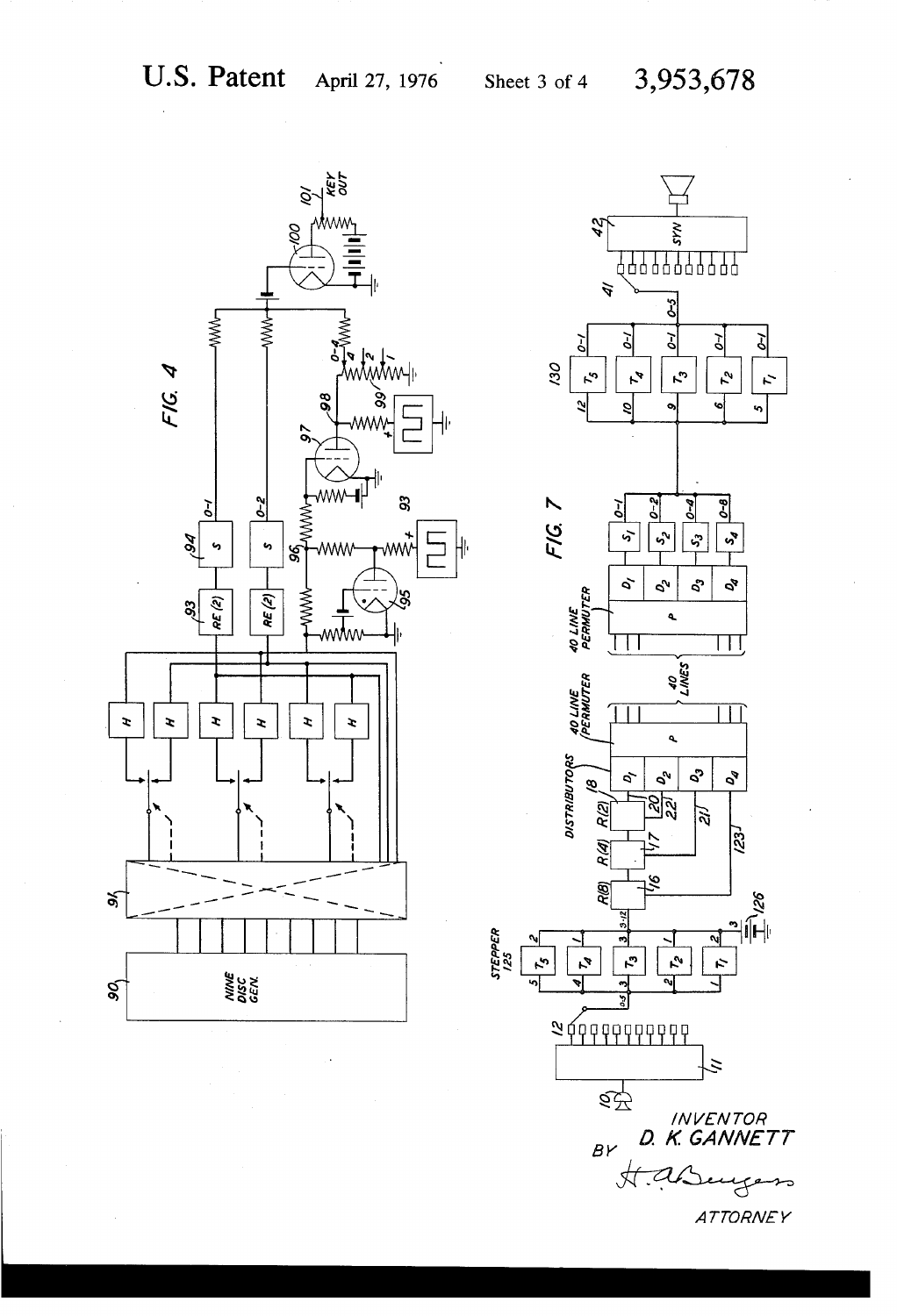# U.S. Patent April 27, 1976 Sheet 3 of 4 3,953,678

FIG. 4

FIG. 7

INVENTOR
D. K. GANNETT

BY

ATTORNEY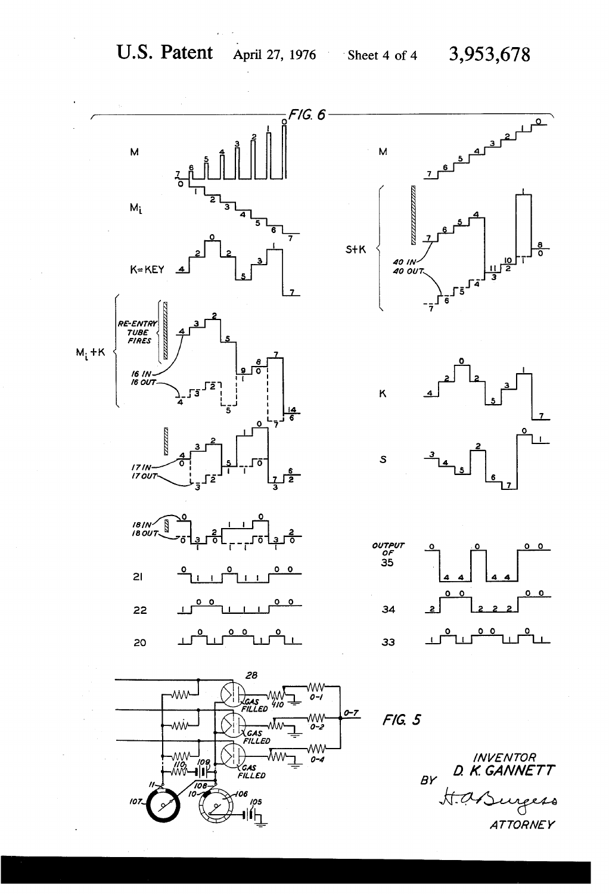U.S. Patent April 27, 1976 Sheet 4 of 4 3,953,678

FIG. 6

FIG. 5

INVENTOR
D. K. GANNETT

BY H. A. Burgess

ATTORNEY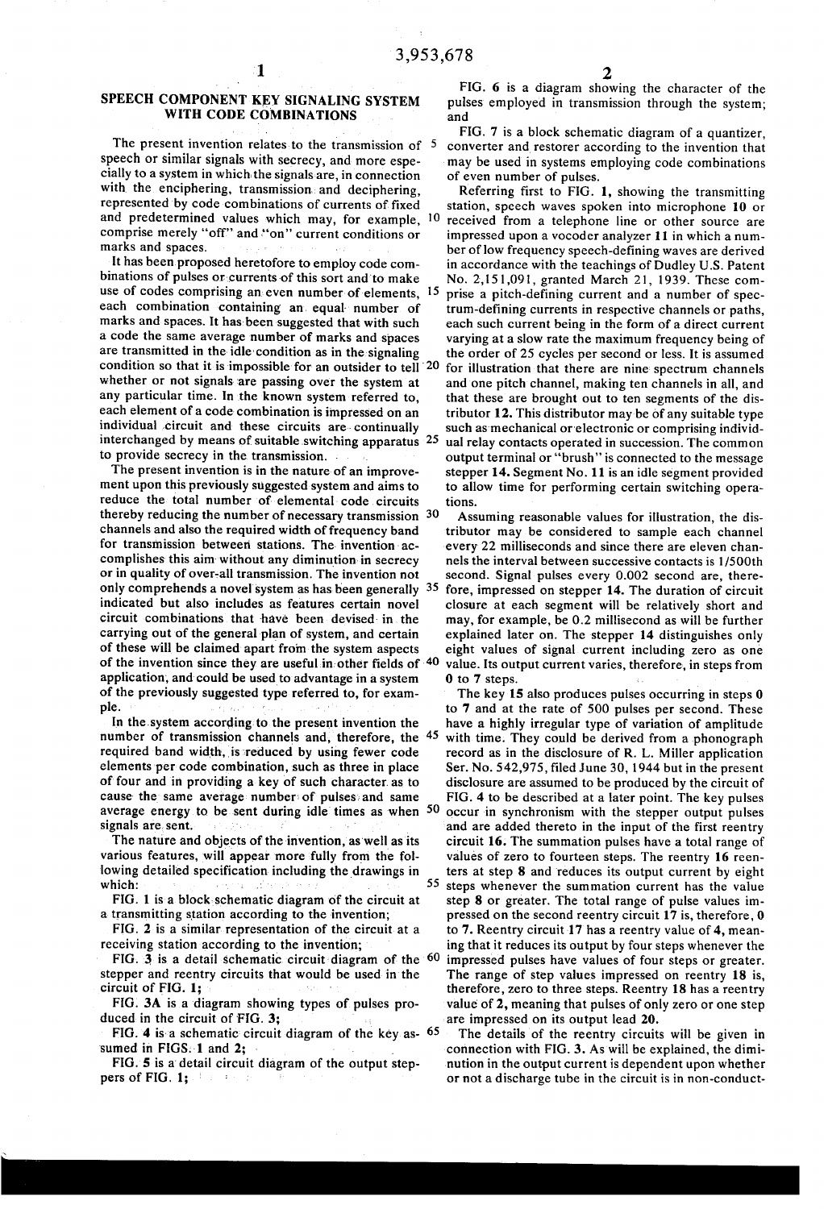# SPEECH COMPONENT KEY SIGNALING SYSTEM WITH CODE COMBINATIONS

The present invention relates to the transmission of speech or similar signals with secrecy, and more especially to a system in which the signals are, in connection with the enciphering, transmission and deciphering, represented by code combinations of currents of fixed and predetermined values which may, for example, comprise merely "off" and "on" current conditions or marks and spaces.

It has been proposed heretofore to employ code combinations of pulses or currents of this sort and to make use of codes comprising an even number of elements, each combination containing an equal number of marks and spaces. It has been suggested that with such a code the same average number of marks and spaces are transmitted in the idle condition as in the signaling condition so that it is impossible for an outsider to tell whether or not signals are passing over the system at any particular time. In the known system referred to, each element of a code combination is impressed on an individual circuit and these circuits are continually interchanged by means of suitable switching apparatus to provide secrecy in the transmission.

The present invention is in the nature of an improvement upon this previously suggested system and aims to reduce the total number of elemental code circuits thereby reducing the number of necessary transmission channels and also the required width of frequency band for transmission between stations. The invention accomplishes this aim without any diminution in secrecy or in quality of over-all transmission. The invention not only comprehends a novel system as has been generally indicated but also includes as features certain novel circuit combinations that have been devised in the carrying out of the general plan of system, and certain of these will be claimed apart from the system aspects of the invention since they are useful in other fields of application, and could be used to advantage in a system of the previously suggested type referred to, for example.

In the system according to the present invention the number of transmission channels and, therefore, the required band width, is reduced by using fewer code elements per code combination, such as three in place of four and in providing a key of such character as to cause the same average number of pulses and same average energy to be sent during idle times as when signals are sent.

The nature and objects of the invention, as well as its various features, will appear more fully from the following detailed specification including the drawings in which:

FIG. 1 is a block schematic diagram of the circuit at a transmitting station according to the invention;

FIG. 2 is a similar representation of the circuit at a receiving station according to the invention;

FIG. 3 is a detail schematic circuit diagram of the stepper and reentry circuits that would be used in the circuit of FIG. 1;

FIG. 3A is a diagram showing types of pulses produced in the circuit of FIG. 3;

FIG. 4 is a schematic circuit diagram of the key assumed in FIGS. 1 and 2;

FIG. 5 is a detail circuit diagram of the output steppers of FIG. 1;

FIG. 6 is a diagram showing the character of the pulses employed in transmission through the system; and

FIG. 7 is a block schematic diagram of a quantizer, converter and restorer according to the invention that may be used in systems employing code combinations of even number of pulses.

Referring first to FIG. 1, showing the transmitting station, speech waves spoken into microphone **10** or received from a telephone line or other source are impressed upon a vocoder analyzer **11** in which a number of low frequency speech-defining waves are derived in accordance with the teachings of Dudley U.S. Patent No. 2,151,091, granted March 21, 1939. These comprise a pitch-defining current and a number of spectrum-defining currents in respective channels or paths, each such current being in the form of a direct current varying at a slow rate the maximum frequency being of the order of 25 cycles per second or less. It is assumed for illustration that there are nine spectrum channels and one pitch channel, making ten channels in all, and that these are brought out to ten segments of the distributor **12**. This distributor may be of any suitable type such as mechanical or electronic or comprising individual relay contacts operated in succession. The common output terminal or "brush" is connected to the message stepper **14**. Segment No. **11** is an idle segment provided to allow time for performing certain switching operations.

Assuming reasonable values for illustration, the distributor may be considered to sample each channel every 22 milliseconds and since there are eleven channels the interval between successive contacts is 1/500th second. Signal pulses every 0.002 second are, therefore, impressed on stepper **14**. The duration of circuit closure at each segment will be relatively short and may, for example, be 0.2 millisecond as will be further explained later on. The stepper **14** distinguishes only eight values of signal current including zero as one value. Its output current varies, therefore, in steps from **0** to **7** steps.

The key **15** also produces pulses occurring in steps **0** to **7** and at the rate of 500 pulses per second. These have a highly irregular type of variation of amplitude with time. They could be derived from a phonograph record as in the disclosure of R. L. Miller application Ser. No. 542,975, filed June 30, 1944 but in the present disclosure are assumed to be produced by the circuit of FIG. 4 to be described at a later point. The key pulses occur in synchronism with the stepper output pulses and are added thereto in the input of the first reentry circuit **16**. The summation pulses have a total range of values of zero to fourteen steps. The reentry **16** reenters at step **8** and reduces its output current by eight steps whenever the summation current has the value step **8** or greater. The total range of pulse values impressed on the second reentry circuit **17** is, therefore, **0** to **7**. Reentry circuit **17** has a reentry value of **4**, meaning that it reduces its output by four steps whenever the impressed pulses have values of four steps or greater. The range of step values impressed on reentry **18** is, therefore, zero to three steps. Reentry **18** has a reentry value of **2**, meaning that pulses of only zero or one step are impressed on its output lead **20**.

The details of the reentry circuits will be given in connection with FIG. 3. As will be explained, the diminution in the output current is dependent upon whether or not a discharge tube in the circuit is in non-conduct-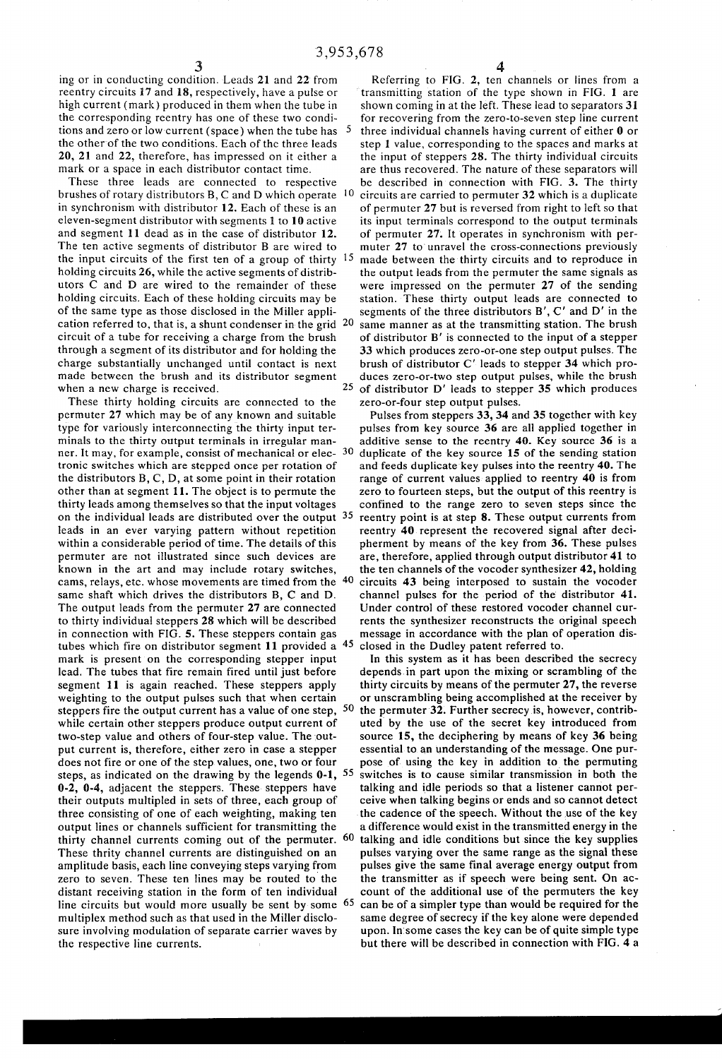ing or in conducting condition. Leads 21 and 22 from reentry circuits 17 and 18, respectively, have a pulse or high current (mark) produced in them when the tube in the corresponding reentry has one of these two conditions and zero or low current (space) when the tube has the other of the two conditions. Each of the three leads 20, 21 and 22, therefore, has impressed on it either a mark or a space in each distributor contact time.

These three leads are connected to respective brushes of rotary distributors B, C and D which operate in synchronism with distributor 12. Each of these is an eleven-segment distributor with segments 1 to 10 active and segment 11 dead as in the case of distributor 12. The ten active segments of distributor B are wired to the input circuits of the first ten of a group of thirty holding circuits 26, while the active segments of distributors C and D are wired to the remainder of these holding circuits. Each of these holding circuits may be of the same type as those disclosed in the Miller application referred to, that is, a shunt condenser in the grid circuit of a tube for receiving a charge from the brush through a segment of its distributor and for holding the charge substantially unchanged until contact is next made between the brush and its distributor segment when a new charge is received.

These thirty holding circuits are connected to the permuter 27 which may be of any known and suitable type for variously interconnecting the thirty input terminals to the thirty output terminals in irregular manner. It may, for example, consist of mechanical or electronic switches which are stepped once per rotation of the distributors B, C, D, at some point in their rotation other than at segment 11. The object is to permute the thirty leads among themselves so that the input voltages on the individual leads are distributed over the output leads in an ever varying pattern without repetition within a considerable period of time. The details of this permuter are not illustrated since such devices are known in the art and may include rotary switches, cams, relays, etc. whose movements are timed from the same shaft which drives the distributors B, C and D. The output leads from the permuter 27 are connected to thirty individual steppers 28 which will be described in connection with FIG. 5. These steppers contain gas tubes which fire on distributor segment 11 provided a mark is present on the corresponding stepper input lead. The tubes that fire remain fired until just before segment 11 is again reached. These steppers apply weighting to the output pulses such that when certain steppers fire the output current has a value of one step, while certain other steppers produce output current of two-step value and others of four-step value. The output current is, therefore, either zero in case a stepper does not fire or one of the step values, one, two or four steps, as indicated on the drawing by the legends 0-1, 0-2, 0-4, adjacent the steppers. These steppers have their outputs multipled in sets of three, each group of three consisting of one of each weighting, making ten output lines or channels sufficient for transmitting the thirty channel currents coming out of the permuter. These thrity channel currents are distinguished on an amplitude basis, each line conveying steps varying from zero to seven. These ten lines may be routed to the distant receiving station in the form of ten individual line circuits but would more usually be sent by some multiplex method such as that used in the Miller disclosure involving modulation of separate carrier waves by the respective line currents.

Referring to FIG. 2, ten channels or lines from a transmitting station of the type shown in FIG. 1 are shown coming in at the left. These lead to separators 31 for recovering from the zero-to-seven step line current three individual channels having current of either 0 or step 1 value, corresponding to the spaces and marks at the input of steppers 28. The thirty individual circuits are thus recovered. The nature of these separators will be described in connection with FIG. 3. The thirty circuits are carried to permuter 32 which is a duplicate of permuter 27 but is reversed from right to left so that its input terminals correspond to the output terminals of permuter 27. It operates in synchronism with permuter 27 to unravel the cross-connections previously made between the thirty circuits and to reproduce in the output leads from the permuter the same signals as were impressed on the permuter 27 of the sending station. These thirty output leads are connected to segments of the three distributors B′, C′ and D′ in the same manner as at the transmitting station. The brush of distributor B′ is connected to the input of a stepper 33 which produces zero-or-one step output pulses. The brush of distributor C′ leads to stepper 34 which produces zero-or-two step output pulses, while the brush of distributor D′ leads to stepper 35 which produces zero-or-four step output pulses.

Pulses from steppers 33, 34 and 35 together with key pulses from key source 36 are all applied together in additive sense to the reentry 40. Key source 36 is a duplicate of the key source 15 of the sending station and feeds duplicate key pulses into the reentry 40. The range of current values applied to reentry 40 is from zero to fourteen steps, but the output of this reentry is confined to the range zero to seven steps since the reentry point is at step 8. These output currents from reentry 40 represent the recovered signal after decipherment by means of the key from 36. These pulses are, therefore, applied through output distributor 41 to the ten channels of the vocoder synthesizer 42, holding circuits 43 being interposed to sustain the vocoder channel pulses for the period of the distributor 41. Under control of these restored vocoder channel currents the synthesizer reconstructs the original speech message in accordance with the plan of operation disclosed in the Dudley patent referred to.

In this system as it has been described the secrecy depends in part upon the mixing or scrambling of the thirty circuits by means of the permuter 27, the reverse or unscrambling being accomplished at the receiver by the permuter 32. Further secrecy is, however, contributed by the use of the secret key introduced from source 15, the deciphering by means of key 36 being essential to an understanding of the message. One purpose of using the key in addition to the permuting switches is to cause similar transmission in both the talking and idle periods so that a listener cannot perceive when talking begins or ends and so cannot detect the cadence of the speech. Without the use of the key a difference would exist in the transmitted energy in the talking and idle conditions but since the key supplies pulses varying over the same range as the signal these pulses give the same final average energy output from the transmitter as if speech were being sent. On account of the additional use of the permuters the key can be of a simpler type than would be required for the same degree of secrecy if the key alone were depended upon. In some cases the key can be of quite simple type but there will be described in connection with FIG. 4 a